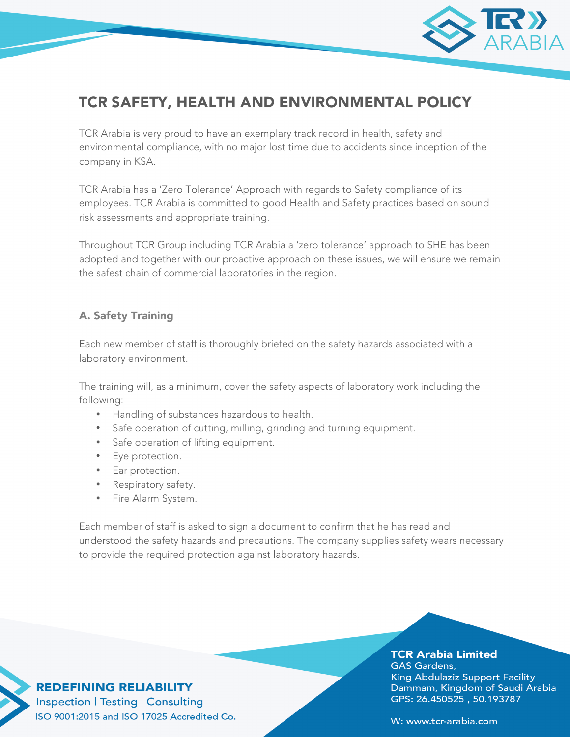# TCR SAFETY, HEALTH AND ENVIRONMENTAL POLICY

TCR Arabia is very proud to have an exemplary track record in health, safety and environmental compliance, with no major lost time due to accidents since inception of the company in KSA.

TCR Arabia has a 'Zero Tolerance' Approach with regards to Safety compliance of its employees. TCR Arabia is committed to good Health and Safety practices based on sound risk assessments and appropriate training.

Throughout TCR Group including TCR Arabia a 'zero tolerance' approach to SHE has been adopted and together with our proactive approach on these issues, we will ensure we remain the safest chain of commercial laboratories in the region.

### A. Safety Training

Each new member of staff is thoroughly briefed on the safety hazards associated with a laboratory environment.

The training will, as a minimum, cover the safety aspects of laboratory work including the following:

- Handling of substances hazardous to health.
- Safe operation of cutting, milling, grinding and turning equipment.
- Safe operation of lifting equipment.
- Eye protection.
- Ear protection.
- Respiratory safety.
- Fire Alarm System.

Each member of staff is asked to sign a document to confirm that he has read and understood the safety hazards and precautions. The company supplies safety wears necessary to provide the required protection against laboratory hazards.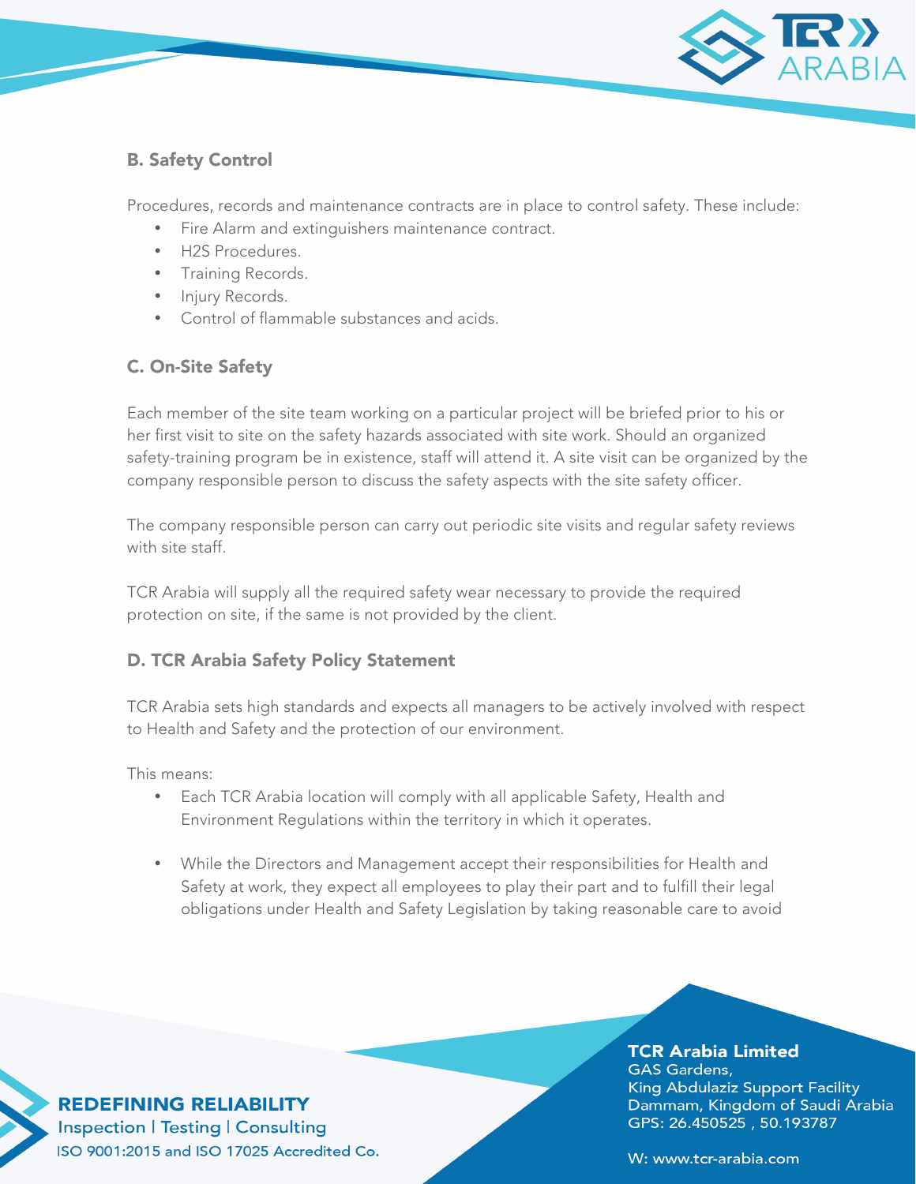### B. Safety Control

Procedures, records and maintenance contracts are in place to control safety. These include:

- Fire Alarm and extinguishers maintenance contract.
- H2S Procedures.
- Training Records.
- Injury Records.
- Control of flammable substances and acids.

### C. On-Site Safety

Each member of the site team working on a particular project will be briefed prior to his or her first visit to site on the safety hazards associated with site work. Should an organized safety-training program be in existence, staff will attend it. A site visit can be organized by the company responsible person to discuss the safety aspects with the site safety officer.

The company responsible person can carry out periodic site visits and regular safety reviews with site staff.

TCR Arabia will supply all the required safety wear necessary to provide the required protection on site, if the same is not provided by the client.

### D. TCR Arabia Safety Policy Statement

TCR Arabia sets high standards and expects all managers to be actively involved with respect to Health and Safety and the protection of our environment.

This means:

- Each TCR Arabia location will comply with all applicable Safety, Health and Environment Regulations within the territory in which it operates.

- While the Directors and Management accept their responsibilities for Health and Safety at work, they expect all employees to play their part and to fulfill their legal obligations under Health and Safety Legislation by taking reasonable care to avoid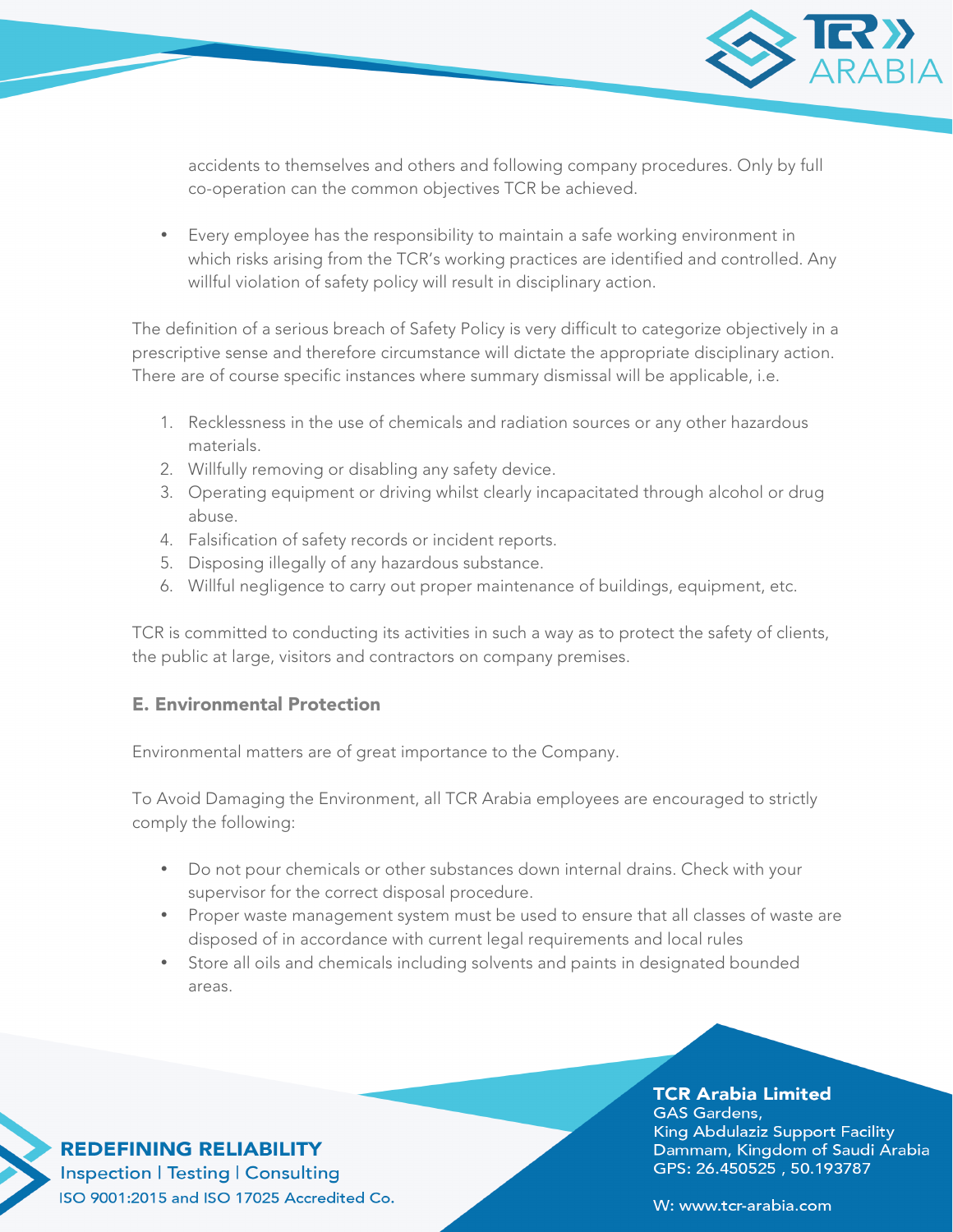accidents to themselves and others and following company procedures. Only by full co-operation can the common objectives TCR be achieved.

- Every employee has the responsibility to maintain a safe working environment in which risks arising from the TCR's working practices are identified and controlled. Any willful violation of safety policy will result in disciplinary action.

The definition of a serious breach of Safety Policy is very difficult to categorize objectively in a prescriptive sense and therefore circumstance will dictate the appropriate disciplinary action. There are of course specific instances where summary dismissal will be applicable, i.e.

1. Recklessness in the use of chemicals and radiation sources or any other hazardous materials.
2. Willfully removing or disabling any safety device.
3. Operating equipment or driving whilst clearly incapacitated through alcohol or drug abuse.
4. Falsification of safety records or incident reports.
5. Disposing illegally of any hazardous substance.
6. Willful negligence to carry out proper maintenance of buildings, equipment, etc.

TCR is committed to conducting its activities in such a way as to protect the safety of clients, the public at large, visitors and contractors on company premises.

### E. Environmental Protection

Environmental matters are of great importance to the Company.

To Avoid Damaging the Environment, all TCR Arabia employees are encouraged to strictly comply the following:

- Do not pour chemicals or other substances down internal drains. Check with your supervisor for the correct disposal procedure.
- Proper waste management system must be used to ensure that all classes of waste are disposed of in accordance with current legal requirements and local rules
- Store all oils and chemicals including solvents and paints in designated bounded areas.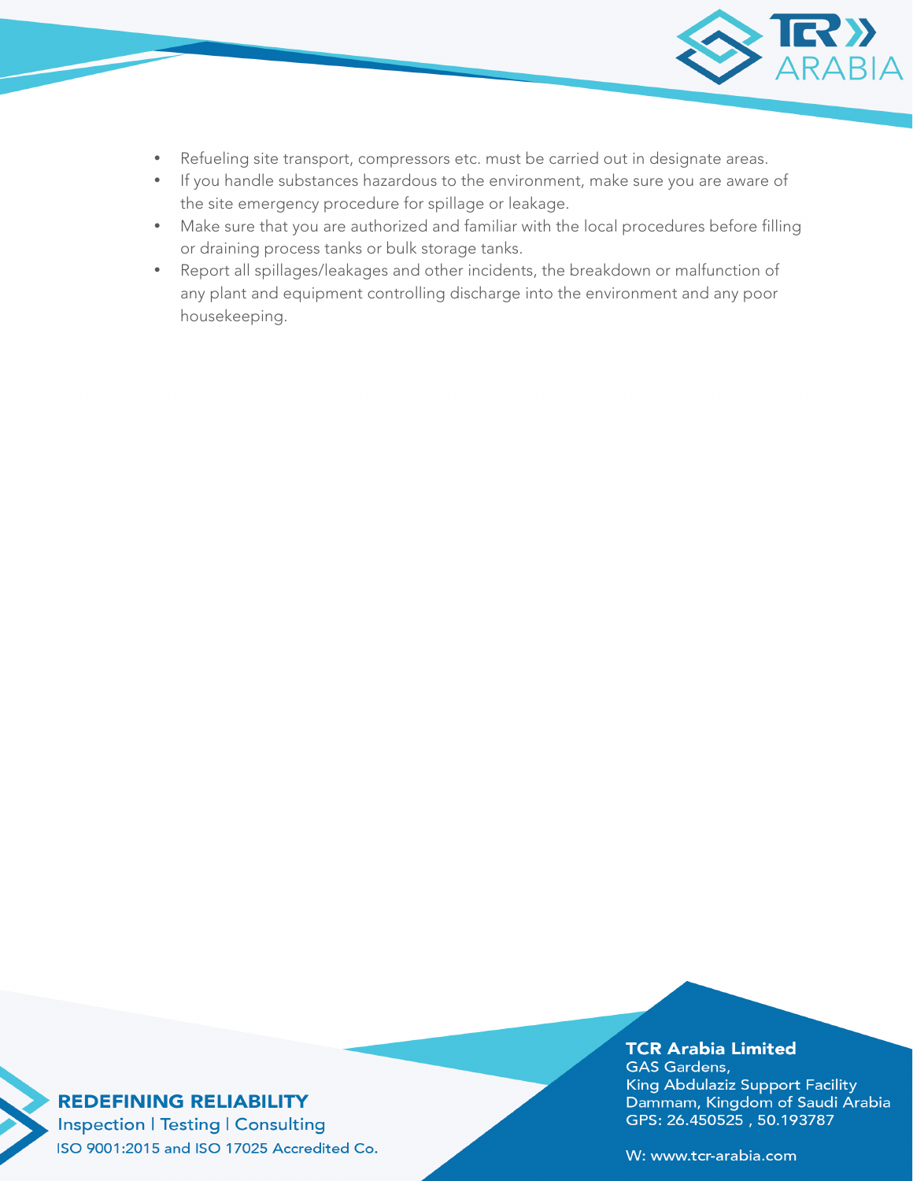- Refueling site transport, compressors etc. must be carried out in designate areas.
- If you handle substances hazardous to the environment, make sure you are aware of the site emergency procedure for spillage or leakage.
- Make sure that you are authorized and familiar with the local procedures before filling or draining process tanks or bulk storage tanks.
- Report all spillages/leakages and other incidents, the breakdown or malfunction of any plant and equipment controlling discharge into the environment and any poor housekeeping.